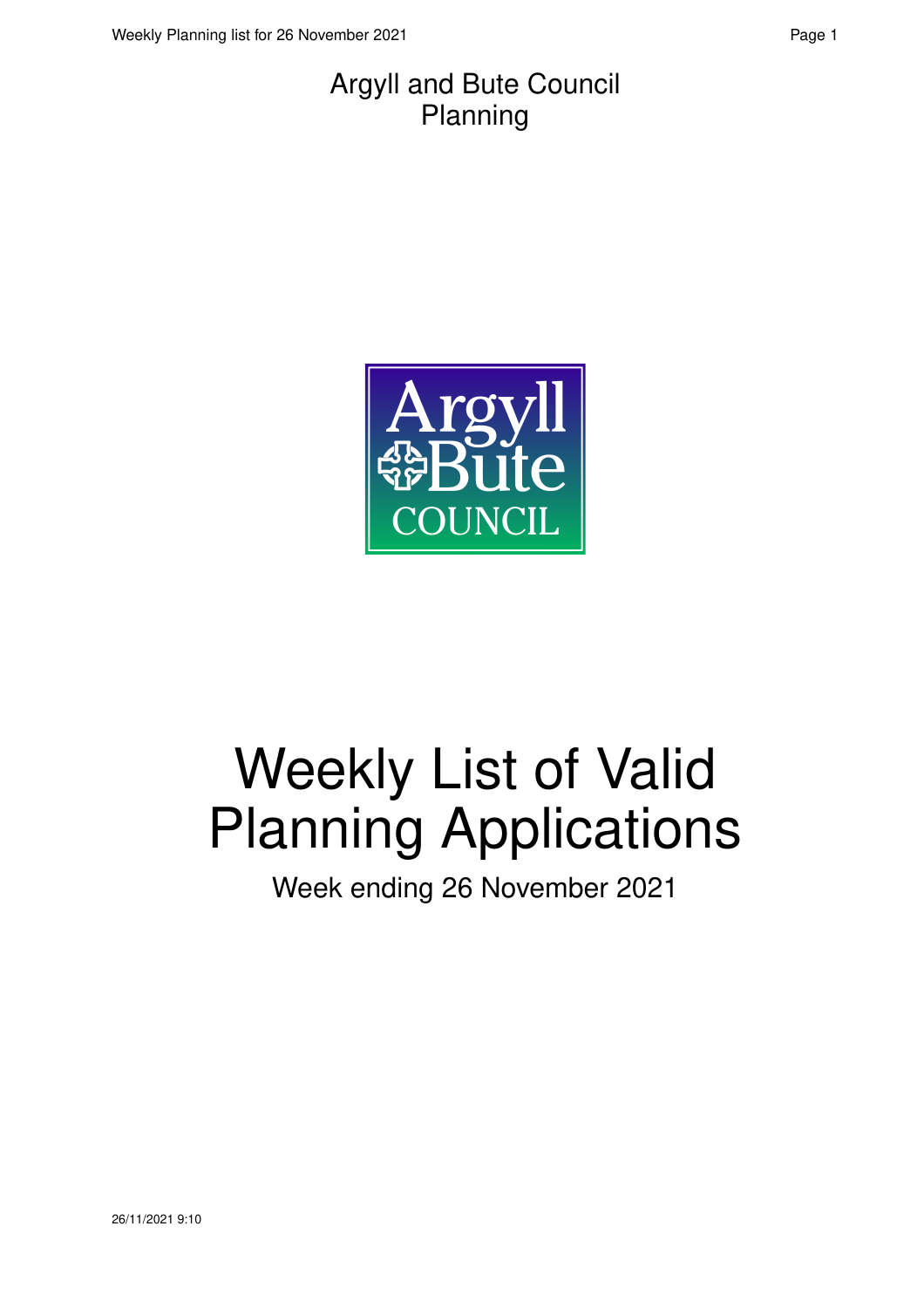Argyll and Bute Council
Planning

# Weekly List of Valid Planning Applications

Week ending 26 November 2021

26/11/2021 9:10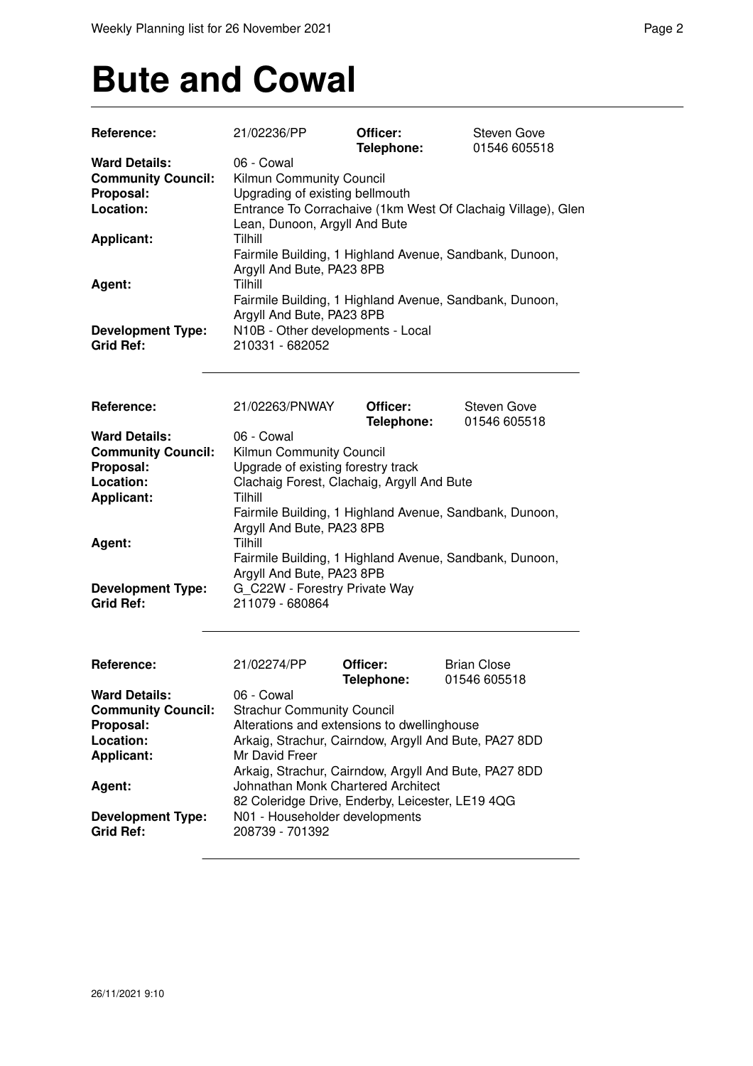# Bute and Cowal

| | | | |
|---|---|---|---|
| **Reference:** | 21/02236/PP | **Officer:** **Telephone:** | Steven Gove 01546 605518 |
| **Ward Details:** | 06 - Cowal | | |
| **Community Council:** | Kilmun Community Council | | |
| **Proposal:** | Upgrading of existing bellmouth | | |
| **Location:** | Entrance To Corrachaive (1km West Of Clachaig Village), Glen Lean, Dunoon, Argyll And Bute | | |
| **Applicant:** | Tilhill<br>Fairmile Building, 1 Highland Avenue, Sandbank, Dunoon, Argyll And Bute, PA23 8PB | | |
| **Agent:** | Tilhill<br>Fairmile Building, 1 Highland Avenue, Sandbank, Dunoon, Argyll And Bute, PA23 8PB | | |
| **Development Type:** | N10B - Other developments - Local | | |
| **Grid Ref:** | 210331 - 682052 | | |

---

| | | | |
|---|---|---|---|
| **Reference:** | 21/02263/PNWAY | **Officer:** **Telephone:** | Steven Gove 01546 605518 |
| **Ward Details:** | 06 - Cowal | | |
| **Community Council:** | Kilmun Community Council | | |
| **Proposal:** | Upgrade of existing forestry track | | |
| **Location:** | Clachaig Forest, Clachaig, Argyll And Bute | | |
| **Applicant:** | Tilhill<br>Fairmile Building, 1 Highland Avenue, Sandbank, Dunoon, Argyll And Bute, PA23 8PB | | |
| **Agent:** | Tilhill<br>Fairmile Building, 1 Highland Avenue, Sandbank, Dunoon, Argyll And Bute, PA23 8PB | | |
| **Development Type:** | G_C22W - Forestry Private Way | | |
| **Grid Ref:** | 211079 - 680864 | | |

---

| | | | |
|---|---|---|---|
| **Reference:** | 21/02274/PP | **Officer:** **Telephone:** | Brian Close 01546 605518 |
| **Ward Details:** | 06 - Cowal | | |
| **Community Council:** | Strachur Community Council | | |
| **Proposal:** | Alterations and extensions to dwellinghouse | | |
| **Location:** | Arkaig, Strachur, Cairndow, Argyll And Bute, PA27 8DD | | |
| **Applicant:** | Mr David Freer<br>Arkaig, Strachur, Cairndow, Argyll And Bute, PA27 8DD | | |
| **Agent:** | Johnathan Monk Chartered Architect<br>82 Coleridge Drive, Enderby, Leicester, LE19 4QG | | |
| **Development Type:** | N01 - Householder developments | | |
| **Grid Ref:** | 208739 - 701392 | | |

---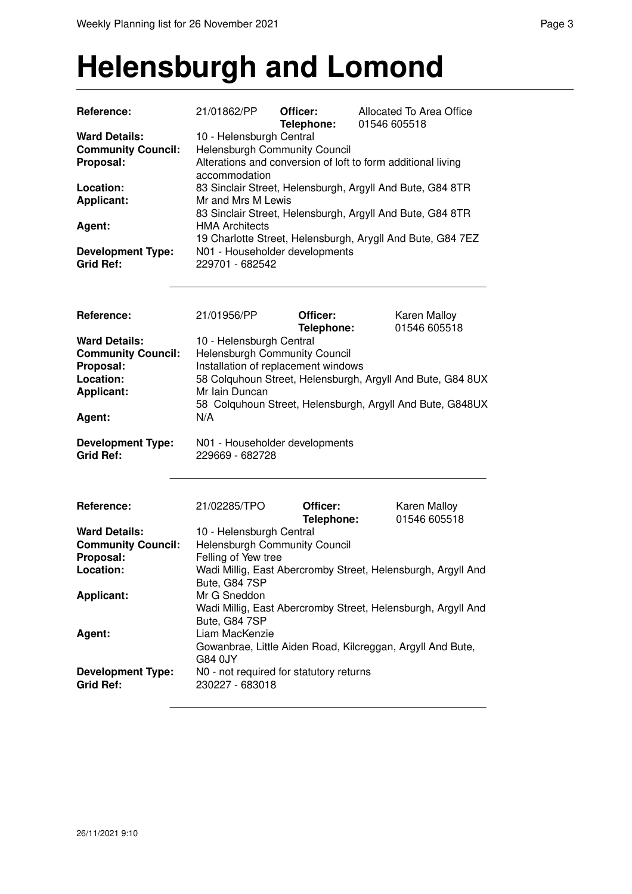# Helensburgh and Lomond

| | | | |
|---|---|---|---|
| **Reference:** | 21/01862/PP | **Officer:** | Allocated To Area Office |
| | | **Telephone:** | 01546 605518 |
| **Ward Details:** | 10 - Helensburgh Central | | |
| **Community Council:** | Helensburgh Community Council | | |
| **Proposal:** | Alterations and conversion of loft to form additional living accommodation | | |
| **Location:** | 83 Sinclair Street, Helensburgh, Argyll And Bute, G84 8TR | | |
| **Applicant:** | Mr and Mrs M Lewis<br>83 Sinclair Street, Helensburgh, Argyll And Bute, G84 8TR | | |
| **Agent:** | HMA Architects<br>19 Charlotte Street, Helensburgh, Arygll And Bute, G84 7EZ | | |
| **Development Type:** | N01 - Householder developments | | |
| **Grid Ref:** | 229701 - 682542 | | |

| | | | |
|---|---|---|---|
| **Reference:** | 21/01956/PP | **Officer:** | Karen Malloy |
| | | **Telephone:** | 01546 605518 |
| **Ward Details:** | 10 - Helensburgh Central | | |
| **Community Council:** | Helensburgh Community Council | | |
| **Proposal:** | Installation of replacement windows | | |
| **Location:** | 58 Colquhoun Street, Helensburgh, Argyll And Bute, G84 8UX | | |
| **Applicant:** | Mr Iain Duncan<br>58 Colquhoun Street, Helensburgh, Argyll And Bute, G848UX | | |
| **Agent:** | N/A | | |
| **Development Type:** | N01 - Householder developments | | |
| **Grid Ref:** | 229669 - 682728 | | |

| | | | |
|---|---|---|---|
| **Reference:** | 21/02285/TPO | **Officer:** | Karen Malloy |
| | | **Telephone:** | 01546 605518 |
| **Ward Details:** | 10 - Helensburgh Central | | |
| **Community Council:** | Helensburgh Community Council | | |
| **Proposal:** | Felling of Yew tree | | |
| **Location:** | Wadi Millig, East Abercromby Street, Helensburgh, Argyll And Bute, G84 7SP | | |
| **Applicant:** | Mr G Sneddon<br>Wadi Millig, East Abercromby Street, Helensburgh, Argyll And Bute, G84 7SP | | |
| **Agent:** | Liam MacKenzie<br>Gowanbrae, Little Aiden Road, Kilcreggan, Argyll And Bute, G84 0JY | | |
| **Development Type:** | N0 - not required for statutory returns | | |
| **Grid Ref:** | 230227 - 683018 | | |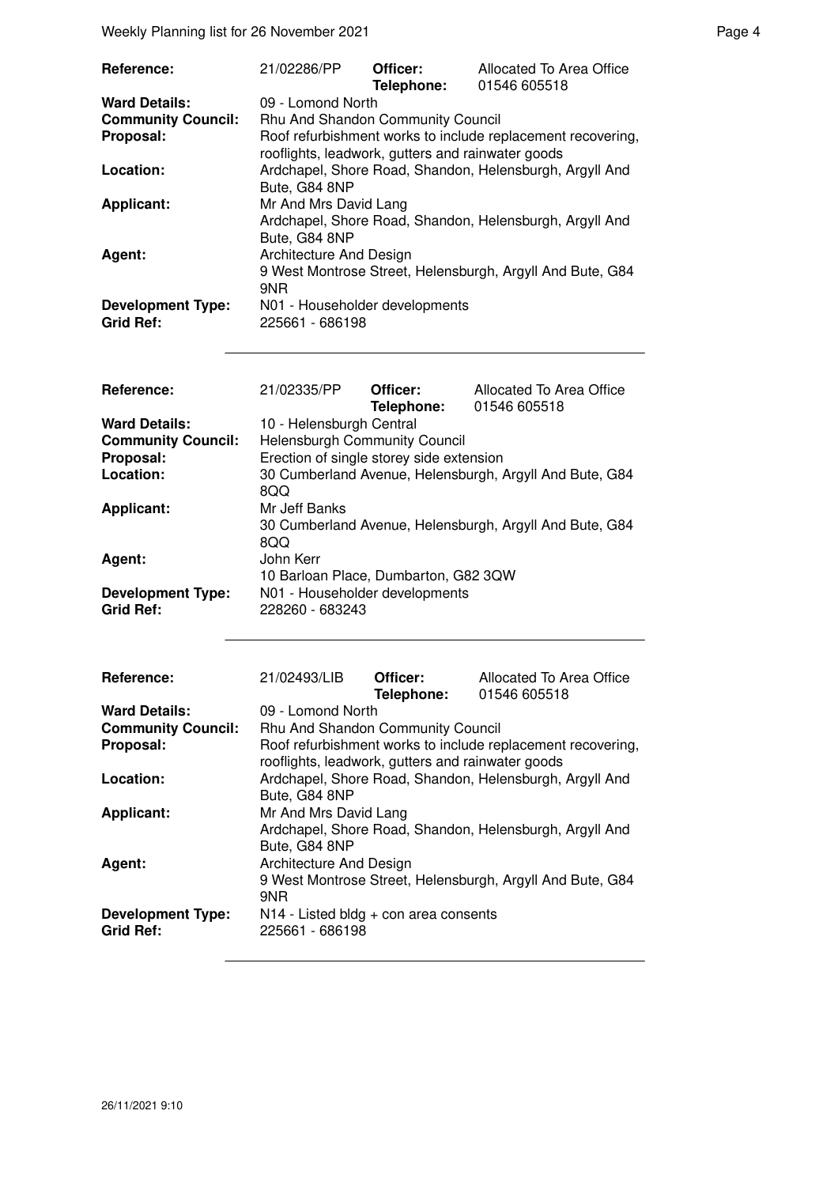| Reference: | 21/02286/PP | Officer: Telephone: | Allocated To Area Office 01546 605518 |
|---|---|---|---|
| Ward Details: | 09 - Lomond North | | |
| Community Council: | Rhu And Shandon Community Council | | |
| Proposal: | Roof refurbishment works to include replacement recovering, rooflights, leadwork, gutters and rainwater goods | | |
| Location: | Ardchapel, Shore Road, Shandon, Helensburgh, Argyll And Bute, G84 8NP | | |
| Applicant: | Mr And Mrs David Lang<br>Ardchapel, Shore Road, Shandon, Helensburgh, Argyll And Bute, G84 8NP | | |
| Agent: | Architecture And Design<br>9 West Montrose Street, Helensburgh, Argyll And Bute, G84 9NR | | |
| Development Type: | N01 - Householder developments | | |
| Grid Ref: | 225661 - 686198 | | |

| Reference: | 21/02335/PP | Officer: Telephone: | Allocated To Area Office 01546 605518 |
|---|---|---|---|
| Ward Details: | 10 - Helensburgh Central | | |
| Community Council: | Helensburgh Community Council | | |
| Proposal: | Erection of single storey side extension | | |
| Location: | 30 Cumberland Avenue, Helensburgh, Argyll And Bute, G84 8QQ | | |
| Applicant: | Mr Jeff Banks<br>30 Cumberland Avenue, Helensburgh, Argyll And Bute, G84 8QQ | | |
| Agent: | John Kerr<br>10 Barloan Place, Dumbarton, G82 3QW | | |
| Development Type: | N01 - Householder developments | | |
| Grid Ref: | 228260 - 683243 | | |

| Reference: | 21/02493/LIB | Officer: Telephone: | Allocated To Area Office 01546 605518 |
|---|---|---|---|
| Ward Details: | 09 - Lomond North | | |
| Community Council: | Rhu And Shandon Community Council | | |
| Proposal: | Roof refurbishment works to include replacement recovering, rooflights, leadwork, gutters and rainwater goods | | |
| Location: | Ardchapel, Shore Road, Shandon, Helensburgh, Argyll And Bute, G84 8NP | | |
| Applicant: | Mr And Mrs David Lang<br>Ardchapel, Shore Road, Shandon, Helensburgh, Argyll And Bute, G84 8NP | | |
| Agent: | Architecture And Design<br>9 West Montrose Street, Helensburgh, Argyll And Bute, G84 9NR | | |
| Development Type: | N14 - Listed bldg + con area consents | | |
| Grid Ref: | 225661 - 686198 | | |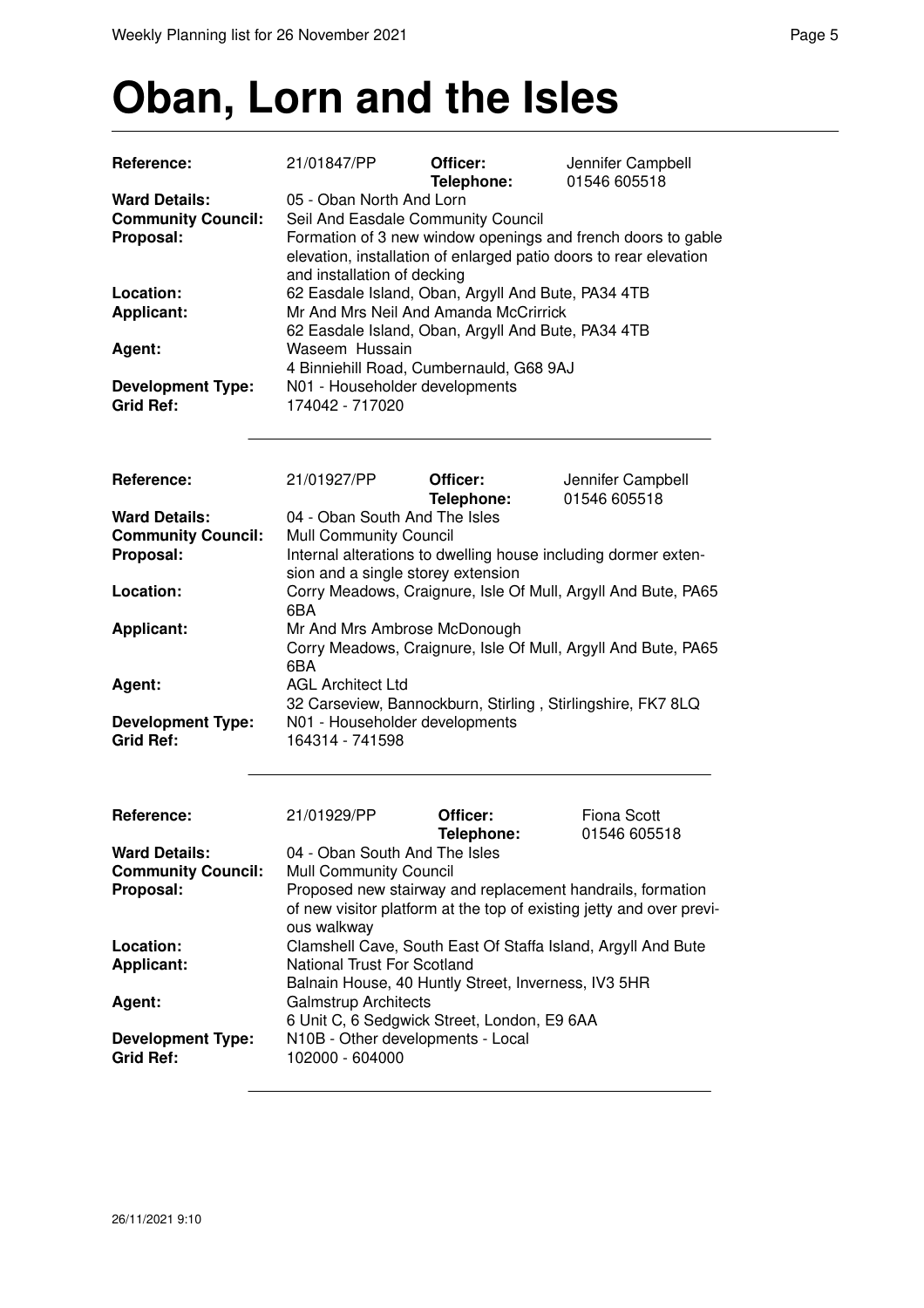# Oban, Lorn and the Isles

| | | | |
|---|---|---|---|
| **Reference:** | 21/01847/PP | **Officer:** **Telephone:** | Jennifer Campbell 01546 605518 |
| **Ward Details:** | 05 - Oban North And Lorn | | |
| **Community Council:** | Seil And Easdale Community Council | | |
| **Proposal:** | Formation of 3 new window openings and french doors to gable elevation, installation of enlarged patio doors to rear elevation and installation of decking | | |
| **Location:** | 62 Easdale Island, Oban, Argyll And Bute, PA34 4TB | | |
| **Applicant:** | Mr And Mrs Neil And Amanda McCrirrick 62 Easdale Island, Oban, Argyll And Bute, PA34 4TB | | |
| **Agent:** | Waseem Hussain 4 Binniehill Road, Cumbernauld, G68 9AJ | | |
| **Development Type:** | N01 - Householder developments | | |
| **Grid Ref:** | 174042 - 717020 | | |

| | | | |
|---|---|---|---|
| **Reference:** | 21/01927/PP | **Officer:** **Telephone:** | Jennifer Campbell 01546 605518 |
| **Ward Details:** | 04 - Oban South And The Isles | | |
| **Community Council:** | Mull Community Council | | |
| **Proposal:** | Internal alterations to dwelling house including dormer extension and a single storey extension | | |
| **Location:** | Corry Meadows, Craignure, Isle Of Mull, Argyll And Bute, PA65 6BA | | |
| **Applicant:** | Mr And Mrs Ambrose McDonough Corry Meadows, Craignure, Isle Of Mull, Argyll And Bute, PA65 6BA | | |
| **Agent:** | AGL Architect Ltd 32 Carseview, Bannockburn, Stirling , Stirlingshire, FK7 8LQ | | |
| **Development Type:** | N01 - Householder developments | | |
| **Grid Ref:** | 164314 - 741598 | | |

| | | | |
|---|---|---|---|
| **Reference:** | 21/01929/PP | **Officer:** **Telephone:** | Fiona Scott 01546 605518 |
| **Ward Details:** | 04 - Oban South And The Isles | | |
| **Community Council:** | Mull Community Council | | |
| **Proposal:** | Proposed new stairway and replacement handrails, formation of new visitor platform at the top of existing jetty and over previous walkway | | |
| **Location:** | Clamshell Cave, South East Of Staffa Island, Argyll And Bute | | |
| **Applicant:** | National Trust For Scotland Balnain House, 40 Huntly Street, Inverness, IV3 5HR | | |
| **Agent:** | Galmstrup Architects 6 Unit C, 6 Sedgwick Street, London, E9 6AA | | |
| **Development Type:** | N10B - Other developments - Local | | |
| **Grid Ref:** | 102000 - 604000 | | |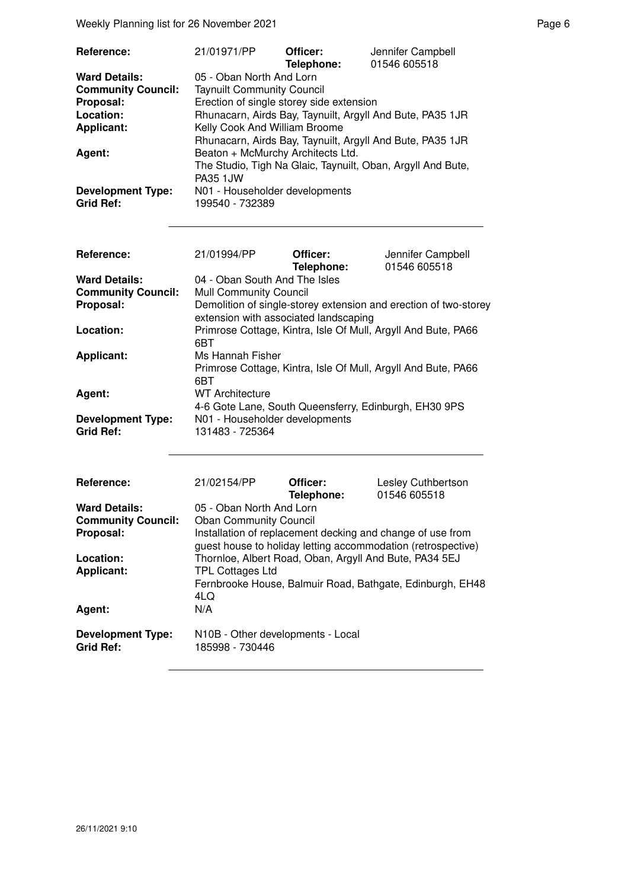| | | | |
|---|---|---|---|
| **Reference:** | 21/01971/PP | **Officer:** **Telephone:** | Jennifer Campbell 01546 605518 |
| **Ward Details:** | 05 - Oban North And Lorn | | |
| **Community Council:** | Taynuilt Community Council | | |
| **Proposal:** | Erection of single storey side extension | | |
| **Location:** | Rhunacarn, Airds Bay, Taynuilt, Argyll And Bute, PA35 1JR | | |
| **Applicant:** | Kelly Cook And William Broome Rhunacarn, Airds Bay, Taynuilt, Argyll And Bute, PA35 1JR | | |
| **Agent:** | Beaton + McMurchy Architects Ltd. The Studio, Tigh Na Glaic, Taynuilt, Oban, Argyll And Bute, PA35 1JW | | |
| **Development Type:** | N01 - Householder developments | | |
| **Grid Ref:** | 199540 - 732389 | | |

| | | | |
|---|---|---|---|
| **Reference:** | 21/01994/PP | **Officer:** **Telephone:** | Jennifer Campbell 01546 605518 |
| **Ward Details:** | 04 - Oban South And The Isles | | |
| **Community Council:** | Mull Community Council | | |
| **Proposal:** | Demolition of single-storey extension and erection of two-storey extension with associated landscaping | | |
| **Location:** | Primrose Cottage, Kintra, Isle Of Mull, Argyll And Bute, PA66 6BT | | |
| **Applicant:** | Ms Hannah Fisher Primrose Cottage, Kintra, Isle Of Mull, Argyll And Bute, PA66 6BT | | |
| **Agent:** | WT Architecture 4-6 Gote Lane, South Queensferry, Edinburgh, EH30 9PS | | |
| **Development Type:** | N01 - Householder developments | | |
| **Grid Ref:** | 131483 - 725364 | | |

| | | | |
|---|---|---|---|
| **Reference:** | 21/02154/PP | **Officer:** **Telephone:** | Lesley Cuthbertson 01546 605518 |
| **Ward Details:** | 05 - Oban North And Lorn | | |
| **Community Council:** | Oban Community Council | | |
| **Proposal:** | Installation of replacement decking and change of use from guest house to holiday letting accommodation (retrospective) | | |
| **Location:** | Thornloe, Albert Road, Oban, Argyll And Bute, PA34 5EJ | | |
| **Applicant:** | TPL Cottages Ltd Fernbrooke House, Balmuir Road, Bathgate, Edinburgh, EH48 4LQ | | |
| **Agent:** | N/A | | |
| **Development Type:** | N10B - Other developments - Local | | |
| **Grid Ref:** | 185998 - 730446 | | |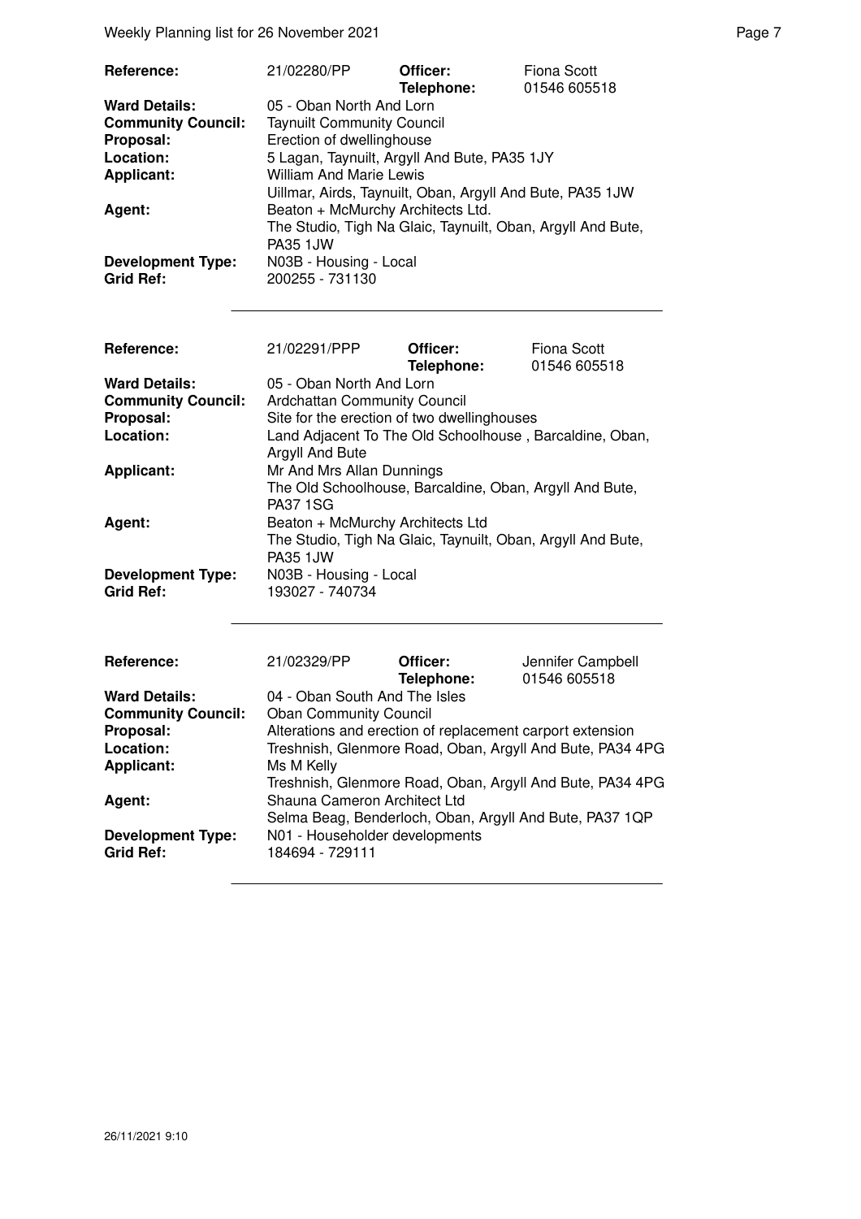| | | | |
|---|---|---|---|
| **Reference:** | 21/02280/PP | **Officer:** **Telephone:** | Fiona Scott 01546 605518 |
| **Ward Details:** | 05 - Oban North And Lorn | | |
| **Community Council:** | Taynuilt Community Council | | |
| **Proposal:** | Erection of dwellinghouse | | |
| **Location:** | 5 Lagan, Taynuilt, Argyll And Bute, PA35 1JY | | |
| **Applicant:** | William And Marie Lewis<br>Uillmar, Airds, Taynuilt, Oban, Argyll And Bute, PA35 1JW | | |
| **Agent:** | Beaton + McMurchy Architects Ltd.<br>The Studio, Tigh Na Glaic, Taynuilt, Oban, Argyll And Bute, PA35 1JW | | |
| **Development Type:** | N03B - Housing - Local | | |
| **Grid Ref:** | 200255 - 731130 | | |

| | | | |
|---|---|---|---|
| **Reference:** | 21/02291/PPP | **Officer:** **Telephone:** | Fiona Scott 01546 605518 |
| **Ward Details:** | 05 - Oban North And Lorn | | |
| **Community Council:** | Ardchattan Community Council | | |
| **Proposal:** | Site for the erection of two dwellinghouses | | |
| **Location:** | Land Adjacent To The Old Schoolhouse , Barcaldine, Oban, Argyll And Bute | | |
| **Applicant:** | Mr And Mrs Allan Dunnings<br>The Old Schoolhouse, Barcaldine, Oban, Argyll And Bute, PA37 1SG | | |
| **Agent:** | Beaton + McMurchy Architects Ltd<br>The Studio, Tigh Na Glaic, Taynuilt, Oban, Argyll And Bute, PA35 1JW | | |
| **Development Type:** | N03B - Housing - Local | | |
| **Grid Ref:** | 193027 - 740734 | | |

| | | | |
|---|---|---|---|
| **Reference:** | 21/02329/PP | **Officer:** **Telephone:** | Jennifer Campbell 01546 605518 |
| **Ward Details:** | 04 - Oban South And The Isles | | |
| **Community Council:** | Oban Community Council | | |
| **Proposal:** | Alterations and erection of replacement carport extension | | |
| **Location:** | Treshnish, Glenmore Road, Oban, Argyll And Bute, PA34 4PG | | |
| **Applicant:** | Ms M Kelly<br>Treshnish, Glenmore Road, Oban, Argyll And Bute, PA34 4PG | | |
| **Agent:** | Shauna Cameron Architect Ltd<br>Selma Beag, Benderloch, Oban, Argyll And Bute, PA37 1QP | | |
| **Development Type:** | N01 - Householder developments | | |
| **Grid Ref:** | 184694 - 729111 | | |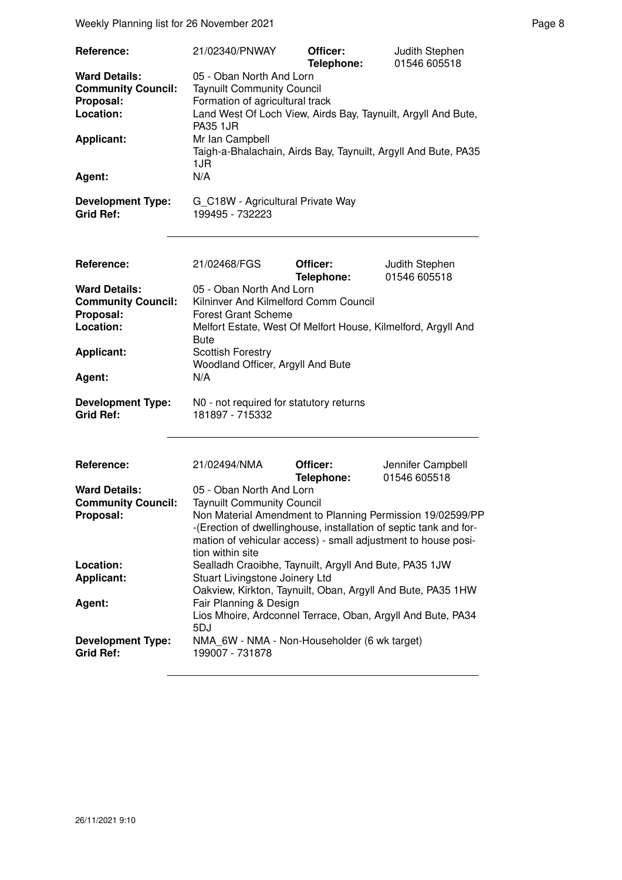| | | | |
|---|---|---|---|
| **Reference:** | 21/02340/PNWAY | **Officer:** **Telephone:** | Judith Stephen 01546 605518 |
| **Ward Details:** | 05 - Oban North And Lorn | | |
| **Community Council:** | Taynuilt Community Council | | |
| **Proposal:** | Formation of agricultural track | | |
| **Location:** | Land West Of Loch View, Airds Bay, Taynuilt, Argyll And Bute, PA35 1JR | | |
| **Applicant:** | Mr Ian Campbell Taigh-a-Bhalachain, Airds Bay, Taynuilt, Argyll And Bute, PA35 1JR | | |
| **Agent:** | N/A | | |
| **Development Type:** | G_C18W - Agricultural Private Way | | |
| **Grid Ref:** | 199495 - 732223 | | |

| | | | |
|---|---|---|---|
| **Reference:** | 21/02468/FGS | **Officer:** **Telephone:** | Judith Stephen 01546 605518 |
| **Ward Details:** | 05 - Oban North And Lorn | | |
| **Community Council:** | Kilninver And Kilmelford Comm Council | | |
| **Proposal:** | Forest Grant Scheme | | |
| **Location:** | Melfort Estate, West Of Melfort House, Kilmelford, Argyll And Bute | | |
| **Applicant:** | Scottish Forestry Woodland Officer, Argyll And Bute | | |
| **Agent:** | N/A | | |
| **Development Type:** | N0 - not required for statutory returns | | |
| **Grid Ref:** | 181897 - 715332 | | |

| | | | |
|---|---|---|---|
| **Reference:** | 21/02494/NMA | **Officer:** **Telephone:** | Jennifer Campbell 01546 605518 |
| **Ward Details:** | 05 - Oban North And Lorn | | |
| **Community Council:** | Taynuilt Community Council | | |
| **Proposal:** | Non Material Amendment to Planning Permission 19/02599/PP -(Erection of dwellinghouse, installation of septic tank and formation of vehicular access) - small adjustment to house position within site | | |
| **Location:** | Sealladh Craoibhe, Taynuilt, Argyll And Bute, PA35 1JW | | |
| **Applicant:** | Stuart Livingstone Joinery Ltd Oakview, Kirkton, Taynuilt, Oban, Argyll And Bute, PA35 1HW | | |
| **Agent:** | Fair Planning & Design Lios Mhoire, Ardconnel Terrace, Oban, Argyll And Bute, PA34 5DJ | | |
| **Development Type:** | NMA_6W - NMA - Non-Householder (6 wk target) | | |
| **Grid Ref:** | 199007 - 731878 | | |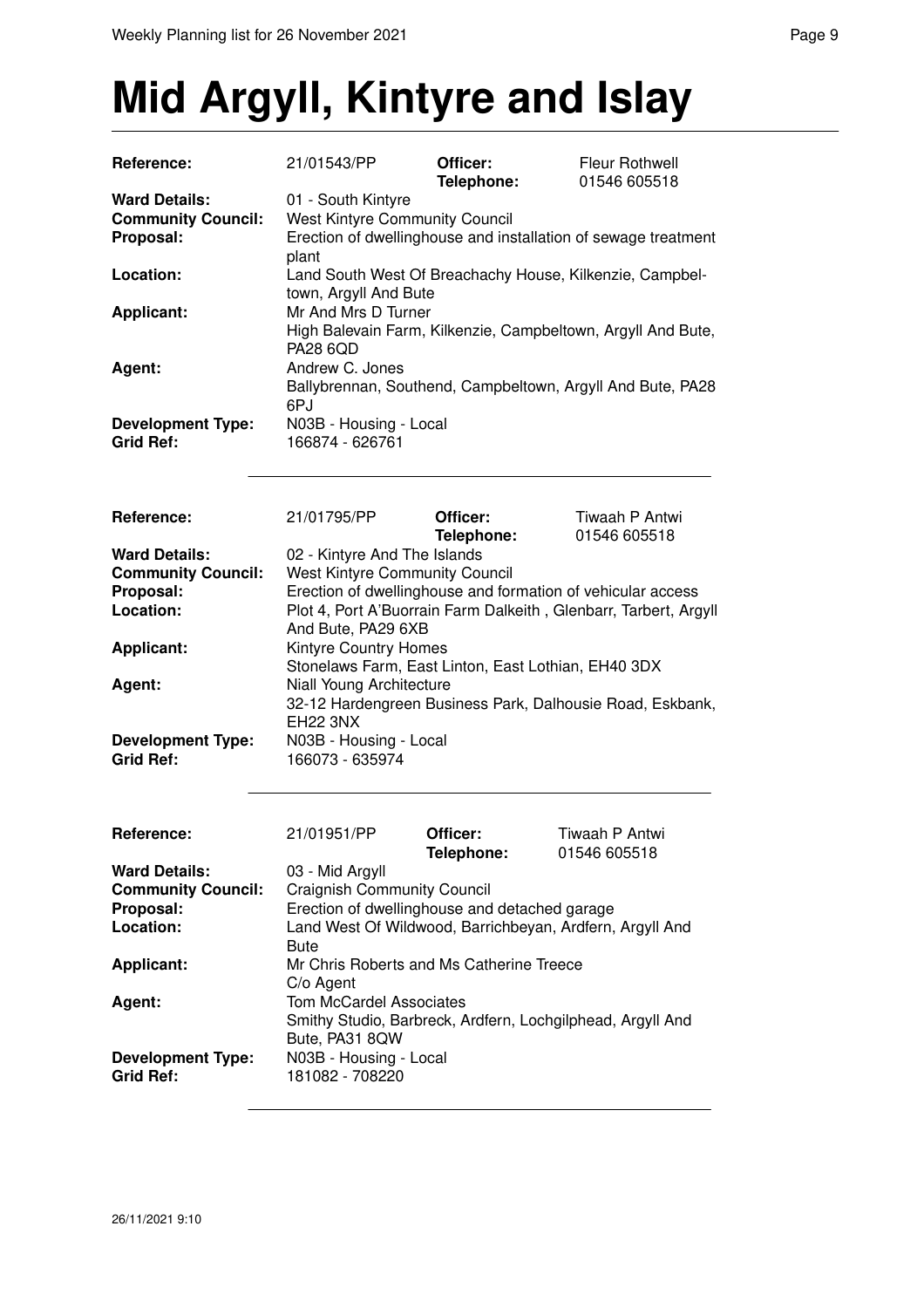// Mid Argyll, Kintyre and Islay

| | | | |
|---|---|---|---|
| **Reference:** | 21/01543/PP | **Officer:** **Telephone:** | Fleur Rothwell 01546 605518 |
| **Ward Details:** | 01 - South Kintyre | | |
| **Community Council:** | West Kintyre Community Council | | |
| **Proposal:** | Erection of dwellinghouse and installation of sewage treatment plant | | |
| **Location:** | Land South West Of Breachachy House, Kilkenzie, Campbeltown, Argyll And Bute | | |
| **Applicant:** | Mr And Mrs D Turner High Balevain Farm, Kilkenzie, Campbeltown, Argyll And Bute, PA28 6QD | | |
| **Agent:** | Andrew C. Jones Ballybrennan, Southend, Campbeltown, Argyll And Bute, PA28 6PJ | | |
| **Development Type:** | N03B - Housing - Local | | |
| **Grid Ref:** | 166874 - 626761 | | |

| | | | |
|---|---|---|---|
| **Reference:** | 21/01795/PP | **Officer:** **Telephone:** | Tiwaah P Antwi 01546 605518 |
| **Ward Details:** | 02 - Kintyre And The Islands | | |
| **Community Council:** | West Kintyre Community Council | | |
| **Proposal:** | Erection of dwellinghouse and formation of vehicular access | | |
| **Location:** | Plot 4, Port A'Buorrain Farm Dalkeith , Glenbarr, Tarbert, Argyll And Bute, PA29 6XB | | |
| **Applicant:** | Kintyre Country Homes Stonelaws Farm, East Linton, East Lothian, EH40 3DX | | |
| **Agent:** | Niall Young Architecture 32-12 Hardengreen Business Park, Dalhousie Road, Eskbank, EH22 3NX | | |
| **Development Type:** | N03B - Housing - Local | | |
| **Grid Ref:** | 166073 - 635974 | | |

| | | | |
|---|---|---|---|
| **Reference:** | 21/01951/PP | **Officer:** **Telephone:** | Tiwaah P Antwi 01546 605518 |
| **Ward Details:** | 03 - Mid Argyll | | |
| **Community Council:** | Craignish Community Council | | |
| **Proposal:** | Erection of dwellinghouse and detached garage | | |
| **Location:** | Land West Of Wildwood, Barrichbeyan, Ardfern, Argyll And Bute | | |
| **Applicant:** | Mr Chris Roberts and Ms Catherine Treece C/o Agent | | |
| **Agent:** | Tom McCardel Associates Smithy Studio, Barbreck, Ardfern, Lochgilphead, Argyll And Bute, PA31 8QW | | |
| **Development Type:** | N03B - Housing - Local | | |
| **Grid Ref:** | 181082 - 708220 | | |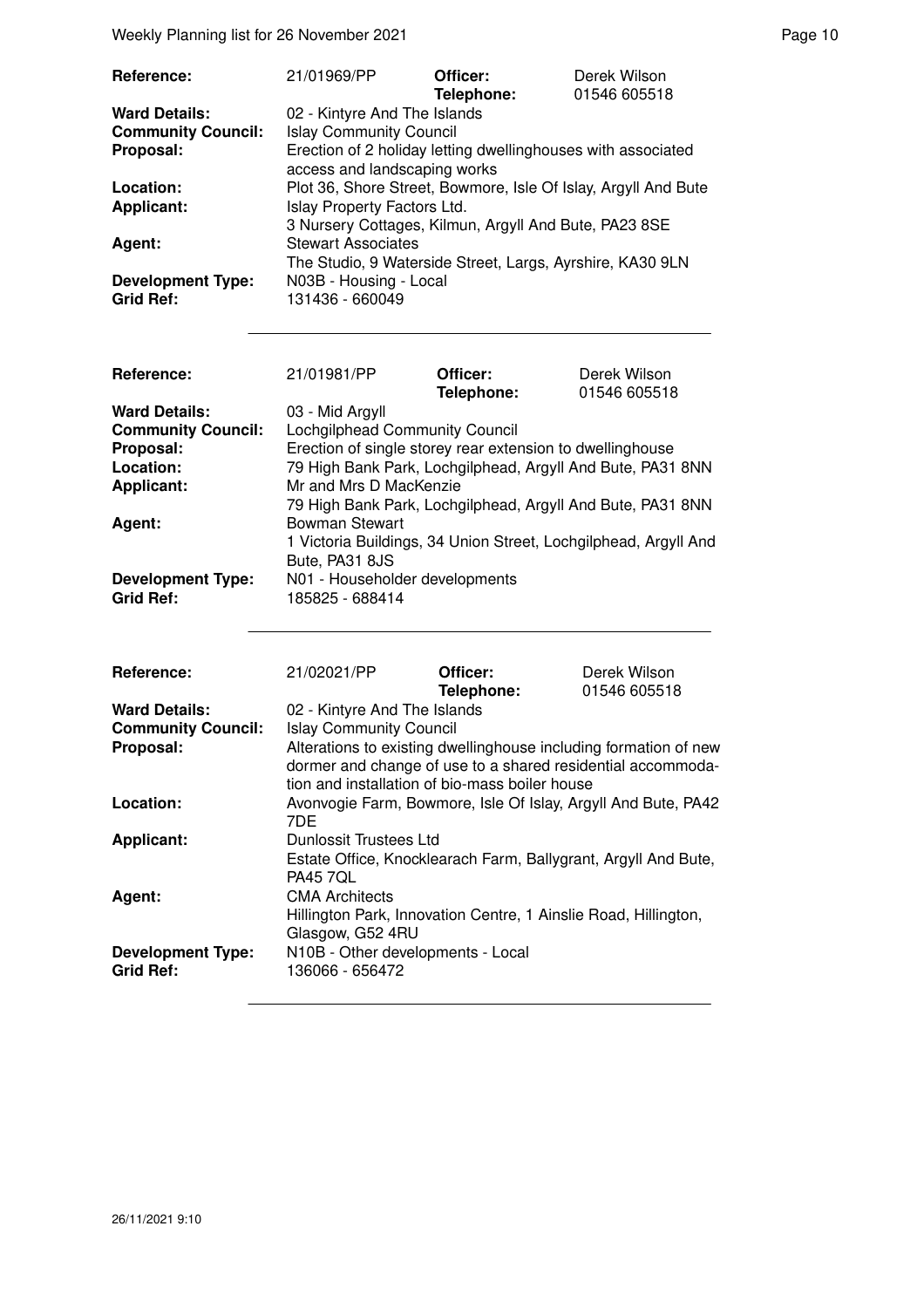| | | | |
|---|---|---|---|
| **Reference:** | 21/01969/PP | **Officer:** **Telephone:** | Derek Wilson 01546 605518 |
| **Ward Details:** | 02 - Kintyre And The Islands | | |
| **Community Council:** | Islay Community Council | | |
| **Proposal:** | Erection of 2 holiday letting dwellinghouses with associated access and landscaping works | | |
| **Location:** | Plot 36, Shore Street, Bowmore, Isle Of Islay, Argyll And Bute | | |
| **Applicant:** | Islay Property Factors Ltd. 3 Nursery Cottages, Kilmun, Argyll And Bute, PA23 8SE | | |
| **Agent:** | Stewart Associates The Studio, 9 Waterside Street, Largs, Ayrshire, KA30 9LN | | |
| **Development Type:** | N03B - Housing - Local | | |
| **Grid Ref:** | 131436 - 660049 | | |

| | | | |
|---|---|---|---|
| **Reference:** | 21/01981/PP | **Officer:** **Telephone:** | Derek Wilson 01546 605518 |
| **Ward Details:** | 03 - Mid Argyll | | |
| **Community Council:** | Lochgilphead Community Council | | |
| **Proposal:** | Erection of single storey rear extension to dwellinghouse | | |
| **Location:** | 79 High Bank Park, Lochgilphead, Argyll And Bute, PA31 8NN | | |
| **Applicant:** | Mr and Mrs D MacKenzie 79 High Bank Park, Lochgilphead, Argyll And Bute, PA31 8NN | | |
| **Agent:** | Bowman Stewart 1 Victoria Buildings, 34 Union Street, Lochgilphead, Argyll And Bute, PA31 8JS | | |
| **Development Type:** | N01 - Householder developments | | |
| **Grid Ref:** | 185825 - 688414 | | |

| | | | |
|---|---|---|---|
| **Reference:** | 21/02021/PP | **Officer:** **Telephone:** | Derek Wilson 01546 605518 |
| **Ward Details:** | 02 - Kintyre And The Islands | | |
| **Community Council:** | Islay Community Council | | |
| **Proposal:** | Alterations to existing dwellinghouse including formation of new dormer and change of use to a shared residential accommodation and installation of bio-mass boiler house | | |
| **Location:** | Avonvogie Farm, Bowmore, Isle Of Islay, Argyll And Bute, PA42 7DE | | |
| **Applicant:** | Dunlossit Trustees Ltd Estate Office, Knocklearach Farm, Ballygrant, Argyll And Bute, PA45 7QL | | |
| **Agent:** | CMA Architects Hillington Park, Innovation Centre, 1 Ainslie Road, Hillington, Glasgow, G52 4RU | | |
| **Development Type:** | N10B - Other developments - Local | | |
| **Grid Ref:** | 136066 - 656472 | | |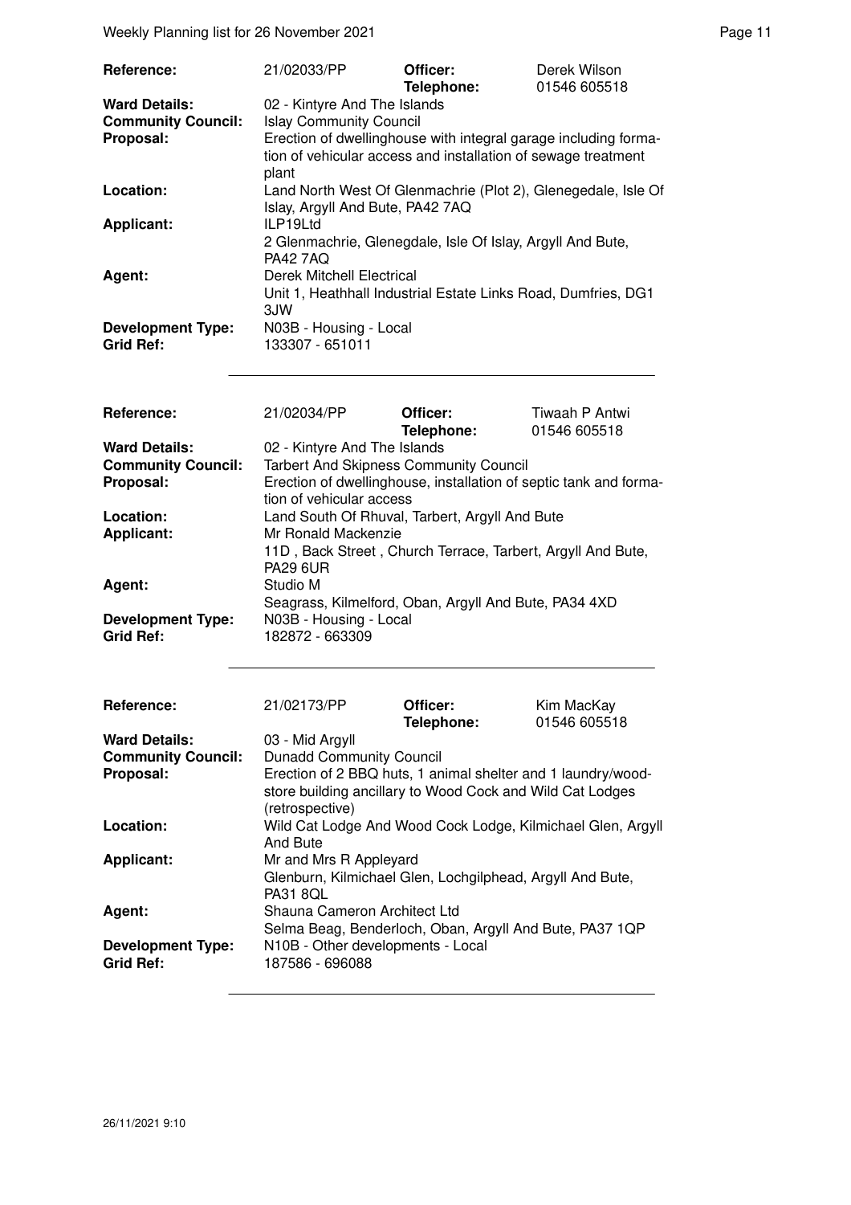| | | | |
|---|---|---|---|
| **Reference:** | 21/02033/PP | **Officer:** **Telephone:** | Derek Wilson 01546 605518 |
| **Ward Details:** | 02 - Kintyre And The Islands | | |
| **Community Council:** | Islay Community Council | | |
| **Proposal:** | Erection of dwellinghouse with integral garage including formation of vehicular access and installation of sewage treatment plant | | |
| **Location:** | Land North West Of Glenmachrie (Plot 2), Glenegedale, Isle Of Islay, Argyll And Bute, PA42 7AQ | | |
| **Applicant:** | ILP19Ltd 2 Glenmachrie, Glenegdale, Isle Of Islay, Argyll And Bute, PA42 7AQ | | |
| **Agent:** | Derek Mitchell Electrical Unit 1, Heathhall Industrial Estate Links Road, Dumfries, DG1 3JW | | |
| **Development Type:** | N03B - Housing - Local | | |
| **Grid Ref:** | 133307 - 651011 | | |

| | | | |
|---|---|---|---|
| **Reference:** | 21/02034/PP | **Officer:** **Telephone:** | Tiwaah P Antwi 01546 605518 |
| **Ward Details:** | 02 - Kintyre And The Islands | | |
| **Community Council:** | Tarbert And Skipness Community Council | | |
| **Proposal:** | Erection of dwellinghouse, installation of septic tank and formation of vehicular access | | |
| **Location:** | Land South Of Rhuval, Tarbert, Argyll And Bute | | |
| **Applicant:** | Mr Ronald Mackenzie 11D , Back Street , Church Terrace, Tarbert, Argyll And Bute, PA29 6UR | | |
| **Agent:** | Studio M Seagrass, Kilmelford, Oban, Argyll And Bute, PA34 4XD | | |
| **Development Type:** | N03B - Housing - Local | | |
| **Grid Ref:** | 182872 - 663309 | | |

| | | | |
|---|---|---|---|
| **Reference:** | 21/02173/PP | **Officer:** **Telephone:** | Kim MacKay 01546 605518 |
| **Ward Details:** | 03 - Mid Argyll | | |
| **Community Council:** | Dunadd Community Council | | |
| **Proposal:** | Erection of 2 BBQ huts, 1 animal shelter and 1 laundry/woodstore building ancillary to Wood Cock and Wild Cat Lodges (retrospective) | | |
| **Location:** | Wild Cat Lodge And Wood Cock Lodge, Kilmichael Glen, Argyll And Bute | | |
| **Applicant:** | Mr and Mrs R Appleyard Glenburn, Kilmichael Glen, Lochgilphead, Argyll And Bute, PA31 8QL | | |
| **Agent:** | Shauna Cameron Architect Ltd Selma Beag, Benderloch, Oban, Argyll And Bute, PA37 1QP | | |
| **Development Type:** | N10B - Other developments - Local | | |
| **Grid Ref:** | 187586 - 696088 | | |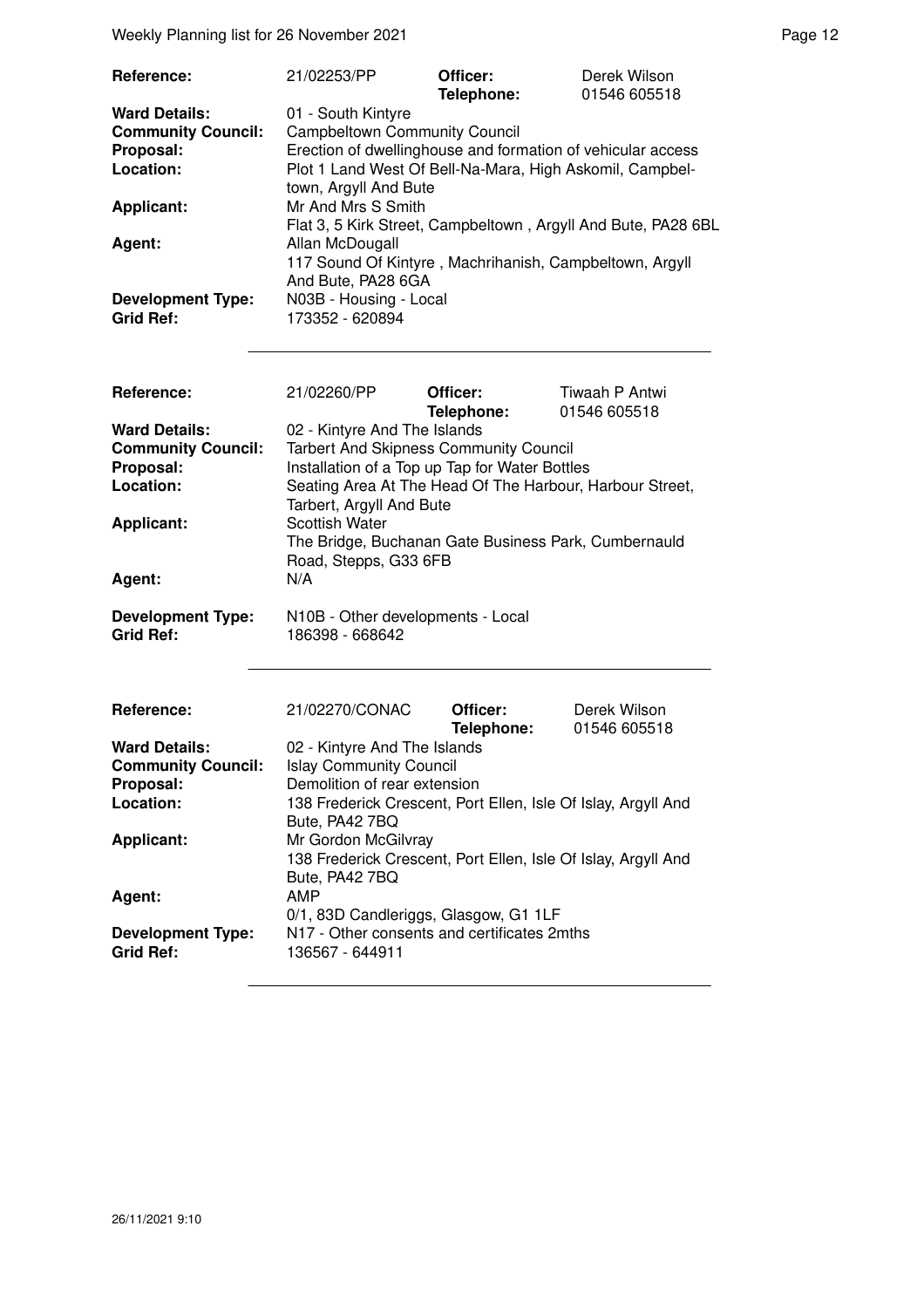| Reference: | 21/02253/PP | Officer: Telephone: | Derek Wilson 01546 605518 |
|---|---|---|---|
| Ward Details: | 01 - South Kintyre | | |
| Community Council: | Campbeltown Community Council | | |
| Proposal: | Erection of dwellinghouse and formation of vehicular access | | |
| Location: | Plot 1 Land West Of Bell-Na-Mara, High Askomil, Campbeltown, Argyll And Bute | | |
| Applicant: | Mr And Mrs S Smith Flat 3, 5 Kirk Street, Campbeltown , Argyll And Bute, PA28 6BL | | |
| Agent: | Allan McDougall 117 Sound Of Kintyre , Machrihanish, Campbeltown, Argyll And Bute, PA28 6GA | | |
| Development Type: | N03B - Housing - Local | | |
| Grid Ref: | 173352 - 620894 | | |

| Reference: | 21/02260/PP | Officer: Telephone: | Tiwaah P Antwi 01546 605518 |
|---|---|---|---|
| Ward Details: | 02 - Kintyre And The Islands | | |
| Community Council: | Tarbert And Skipness Community Council | | |
| Proposal: | Installation of a Top up Tap for Water Bottles | | |
| Location: | Seating Area At The Head Of The Harbour, Harbour Street, Tarbert, Argyll And Bute | | |
| Applicant: | Scottish Water The Bridge, Buchanan Gate Business Park, Cumbernauld Road, Stepps, G33 6FB | | |
| Agent: | N/A | | |
| Development Type: | N10B - Other developments - Local | | |
| Grid Ref: | 186398 - 668642 | | |

| Reference: | 21/02270/CONAC | Officer: Telephone: | Derek Wilson 01546 605518 |
|---|---|---|---|
| Ward Details: | 02 - Kintyre And The Islands | | |
| Community Council: | Islay Community Council | | |
| Proposal: | Demolition of rear extension | | |
| Location: | 138 Frederick Crescent, Port Ellen, Isle Of Islay, Argyll And Bute, PA42 7BQ | | |
| Applicant: | Mr Gordon McGilvray 138 Frederick Crescent, Port Ellen, Isle Of Islay, Argyll And Bute, PA42 7BQ | | |
| Agent: | AMP 0/1, 83D Candleriggs, Glasgow, G1 1LF | | |
| Development Type: | N17 - Other consents and certificates 2mths | | |
| Grid Ref: | 136567 - 644911 | | |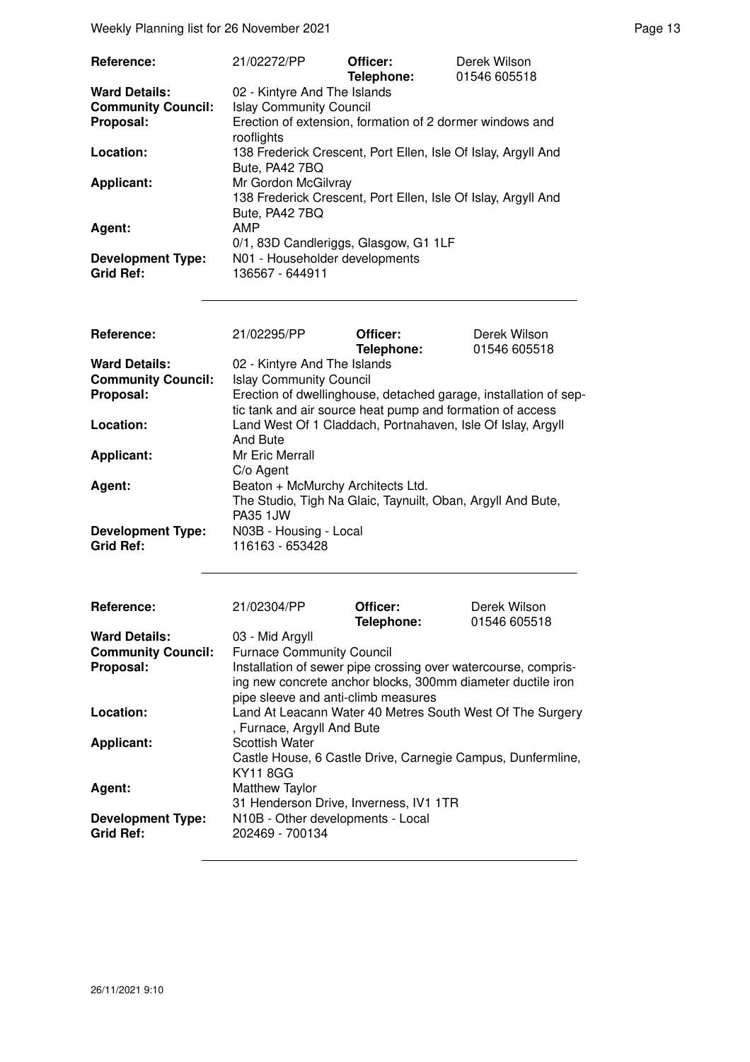| | | | |
|---|---|---|---|
| **Reference:** | 21/02272/PP | **Officer:** **Telephone:** | Derek Wilson 01546 605518 |
| **Ward Details:** | 02 - Kintyre And The Islands | | |
| **Community Council:** | Islay Community Council | | |
| **Proposal:** | Erection of extension, formation of 2 dormer windows and rooflights | | |
| **Location:** | 138 Frederick Crescent, Port Ellen, Isle Of Islay, Argyll And Bute, PA42 7BQ | | |
| **Applicant:** | Mr Gordon McGilvray 138 Frederick Crescent, Port Ellen, Isle Of Islay, Argyll And Bute, PA42 7BQ | | |
| **Agent:** | AMP 0/1, 83D Candleriggs, Glasgow, G1 1LF | | |
| **Development Type:** | N01 - Householder developments | | |
| **Grid Ref:** | 136567 - 644911 | | |

| | | | |
|---|---|---|---|
| **Reference:** | 21/02295/PP | **Officer:** **Telephone:** | Derek Wilson 01546 605518 |
| **Ward Details:** | 02 - Kintyre And The Islands | | |
| **Community Council:** | Islay Community Council | | |
| **Proposal:** | Erection of dwellinghouse, detached garage, installation of septic tank and air source heat pump and formation of access | | |
| **Location:** | Land West Of 1 Claddach, Portnahaven, Isle Of Islay, Argyll And Bute | | |
| **Applicant:** | Mr Eric Merrall C/o Agent | | |
| **Agent:** | Beaton + McMurchy Architects Ltd. The Studio, Tigh Na Glaic, Taynuilt, Oban, Argyll And Bute, PA35 1JW | | |
| **Development Type:** | N03B - Housing - Local | | |
| **Grid Ref:** | 116163 - 653428 | | |

| | | | |
|---|---|---|---|
| **Reference:** | 21/02304/PP | **Officer:** **Telephone:** | Derek Wilson 01546 605518 |
| **Ward Details:** | 03 - Mid Argyll | | |
| **Community Council:** | Furnace Community Council | | |
| **Proposal:** | Installation of sewer pipe crossing over watercourse, comprising new concrete anchor blocks, 300mm diameter ductile iron pipe sleeve and anti-climb measures | | |
| **Location:** | Land At Leacann Water 40 Metres South West Of The Surgery , Furnace, Argyll And Bute | | |
| **Applicant:** | Scottish Water Castle House, 6 Castle Drive, Carnegie Campus, Dunfermline, KY11 8GG | | |
| **Agent:** | Matthew Taylor 31 Henderson Drive, Inverness, IV1 1TR | | |
| **Development Type:** | N10B - Other developments - Local | | |
| **Grid Ref:** | 202469 - 700134 | | |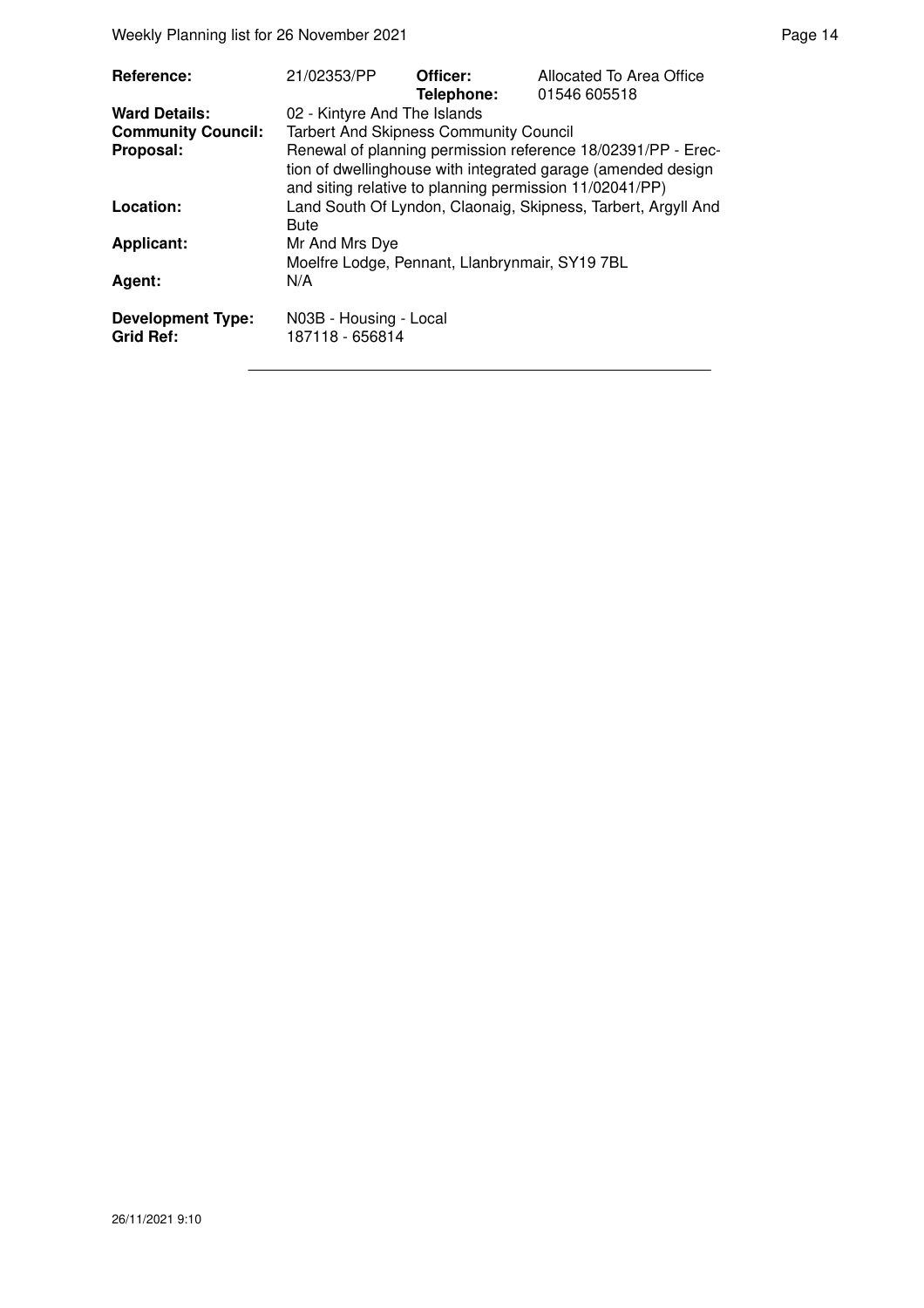| | | | |
|---|---|---|---|
| **Reference:** | 21/02353/PP | **Officer:** **Telephone:** | Allocated To Area Office 01546 605518 |
| **Ward Details:** | 02 - Kintyre And The Islands | | |
| **Community Council:** | Tarbert And Skipness Community Council | | |
| **Proposal:** | Renewal of planning permission reference 18/02391/PP - Erection of dwellinghouse with integrated garage (amended design and siting relative to planning permission 11/02041/PP) | | |
| **Location:** | Land South Of Lyndon, Claonaig, Skipness, Tarbert, Argyll And Bute | | |
| **Applicant:** | Mr And Mrs Dye Moelfre Lodge, Pennant, Llanbrynmair, SY19 7BL | | |
| **Agent:** | N/A | | |
| **Development Type:** | N03B - Housing - Local | | |
| **Grid Ref:** | 187118 - 656814 | | |

26/11/2021 9:10